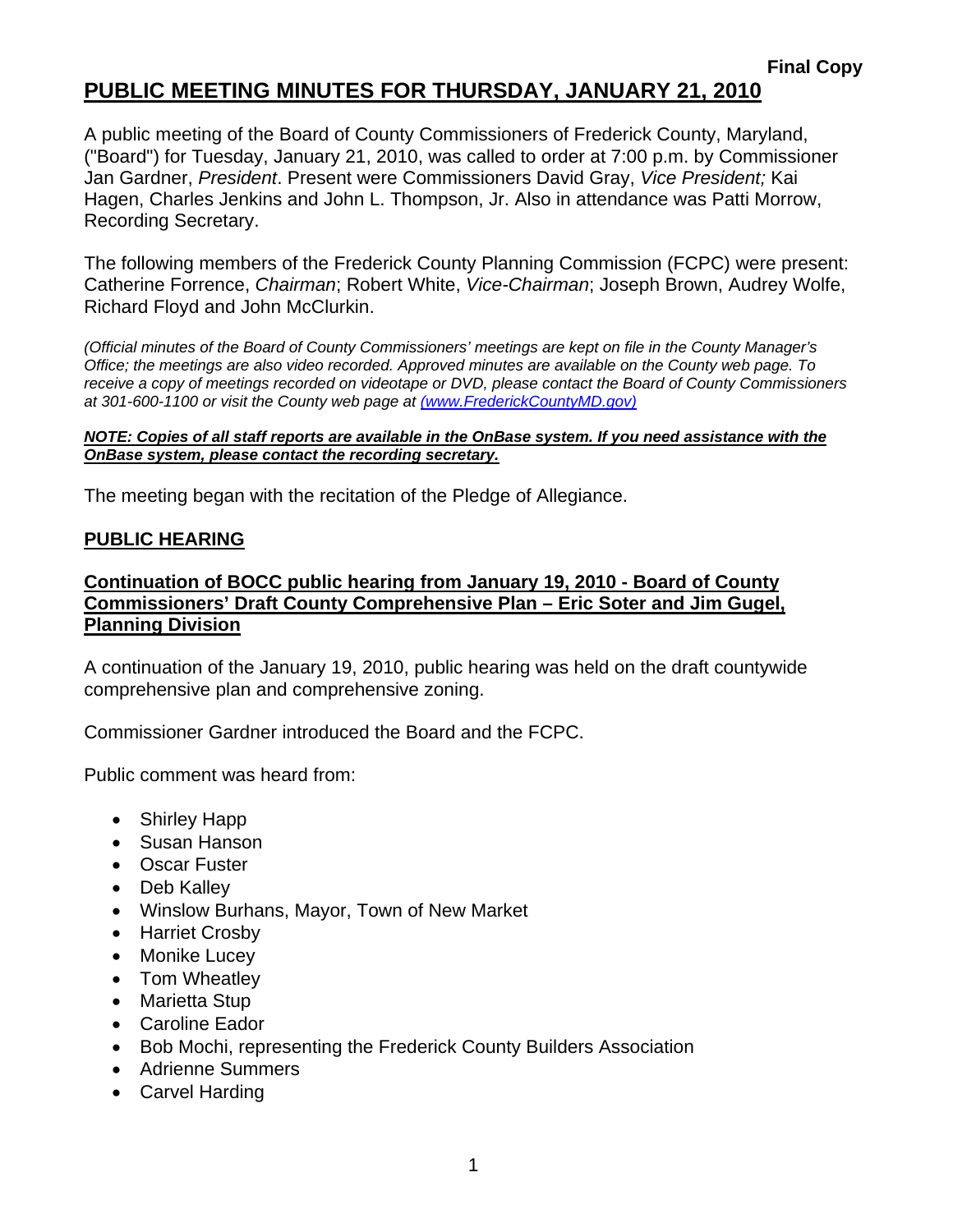**Final Copy**

# PUBLIC MEETING MINUTES FOR THURSDAY, JANUARY 21, 2010

A public meeting of the Board of County Commissioners of Frederick County, Maryland, ("Board") for Tuesday, January 21, 2010, was called to order at 7:00 p.m. by Commissioner Jan Gardner, *President*. Present were Commissioners David Gray, *Vice President;* Kai Hagen, Charles Jenkins and John L. Thompson, Jr. Also in attendance was Patti Morrow, Recording Secretary.

The following members of the Frederick County Planning Commission (FCPC) were present: Catherine Forrence, *Chairman*; Robert White, *Vice-Chairman*; Joseph Brown, Audrey Wolfe, Richard Floyd and John McClurkin.

*(Official minutes of the Board of County Commissioners' meetings are kept on file in the County Manager's Office; the meetings are also video recorded. Approved minutes are available on the County web page. To receive a copy of meetings recorded on videotape or DVD, please contact the Board of County Commissioners at 301-600-1100 or visit the County web page at (www.FrederickCountyMD.gov)*

***NOTE: Copies of all staff reports are available in the OnBase system. If you need assistance with the OnBase system, please contact the recording secretary.***

The meeting began with the recitation of the Pledge of Allegiance.

## PUBLIC HEARING

### Continuation of BOCC public hearing from January 19, 2010 - Board of County Commissioners' Draft County Comprehensive Plan – Eric Soter and Jim Gugel, Planning Division

A continuation of the January 19, 2010, public hearing was held on the draft countywide comprehensive plan and comprehensive zoning.

Commissioner Gardner introduced the Board and the FCPC.

Public comment was heard from:

- Shirley Happ
- Susan Hanson
- Oscar Fuster
- Deb Kalley
- Winslow Burhans, Mayor, Town of New Market
- Harriet Crosby
- Monike Lucey
- Tom Wheatley
- Marietta Stup
- Caroline Eador
- Bob Mochi, representing the Frederick County Builders Association
- Adrienne Summers
- Carvel Harding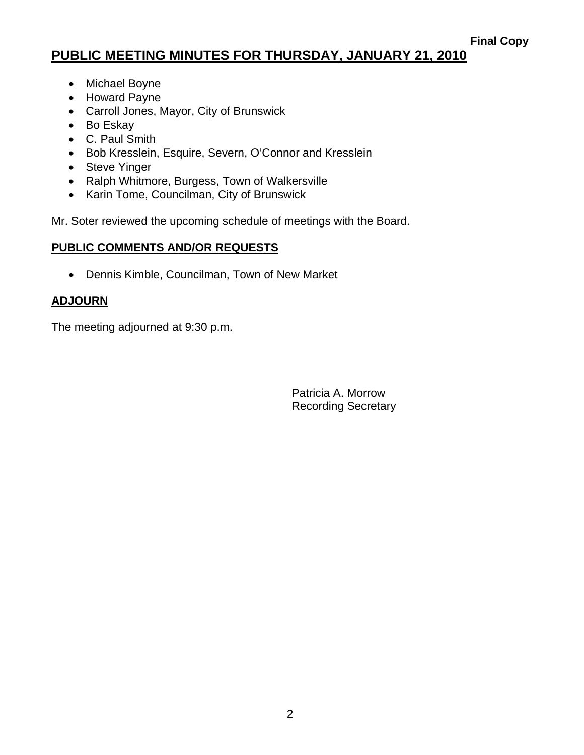**Final Copy**

# PUBLIC MEETING MINUTES FOR THURSDAY, JANUARY 21, 2010

- Michael Boyne
- Howard Payne
- Carroll Jones, Mayor, City of Brunswick
- Bo Eskay
- C. Paul Smith
- Bob Kresslein, Esquire, Severn, O'Connor and Kresslein
- Steve Yinger
- Ralph Whitmore, Burgess, Town of Walkersville
- Karin Tome, Councilman, City of Brunswick

Mr. Soter reviewed the upcoming schedule of meetings with the Board.

## PUBLIC COMMENTS AND/OR REQUESTS

- Dennis Kimble, Councilman, Town of New Market

## ADJOURN

The meeting adjourned at 9:30 p.m.

Patricia A. Morrow
Recording Secretary